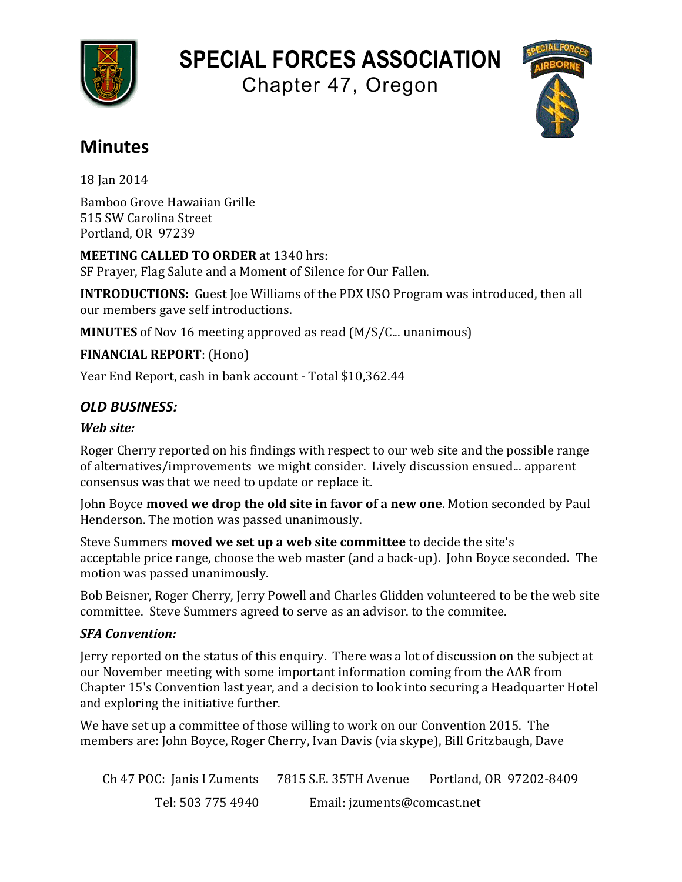# SPECIAL FORCES ASSOCIATION

Chapter 47, Oregon

## Minutes

18 Jan 2014

Bamboo Grove Hawaiian Grille
515 SW Carolina Street
Portland, OR 97239

**MEETING CALLED TO ORDER** at 1340 hrs:
SF Prayer, Flag Salute and a Moment of Silence for Our Fallen.

**INTRODUCTIONS:** Guest Joe Williams of the PDX USO Program was introduced, then all our members gave self introductions.

**MINUTES** of Nov 16 meeting approved as read (M/S/C... unanimous)

**FINANCIAL REPORT**: (Hono)

Year End Report, cash in bank account - Total $10,362.44

### *OLD BUSINESS:*

***Web site:***

Roger Cherry reported on his findings with respect to our web site and the possible range of alternatives/improvements we might consider. Lively discussion ensued... apparent consensus was that we need to update or replace it.

John Boyce **moved we drop the old site in favor of a new one**. Motion seconded by Paul Henderson. The motion was passed unanimously.

Steve Summers **moved we set up a web site committee** to decide the site's acceptable price range, choose the web master (and a back-up). John Boyce seconded. The motion was passed unanimously.

Bob Beisner, Roger Cherry, Jerry Powell and Charles Glidden volunteered to be the web site committee. Steve Summers agreed to serve as an advisor. to the commitee.

***SFA Convention:***

Jerry reported on the status of this enquiry. There was a lot of discussion on the subject at our November meeting with some important information coming from the AAR from Chapter 15's Convention last year, and a decision to look into securing a Headquarter Hotel and exploring the initiative further.

We have set up a committee of those willing to work on our Convention 2015. The members are: John Boyce, Roger Cherry, Ivan Davis (via skype), Bill Gritzbaugh, Dave

Ch 47 POC: Janis I Zuments 7815 S.E. 35TH Avenue Portland, OR 97202-8409
Tel: 503 775 4940 Email: jzuments@comcast.net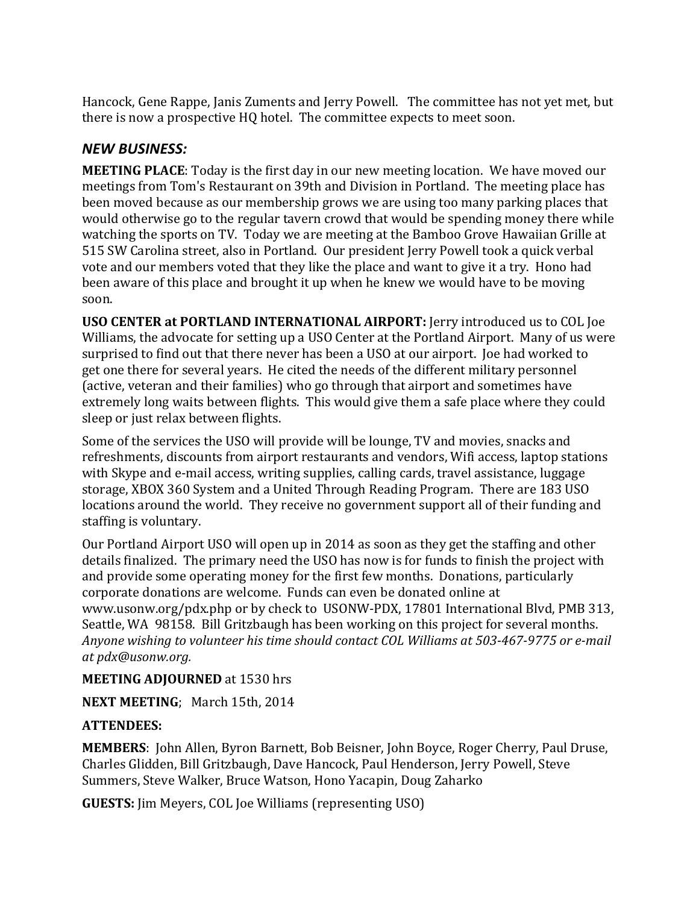Hancock, Gene Rappe, Janis Zuments and Jerry Powell. The committee has not yet met, but there is now a prospective HQ hotel. The committee expects to meet soon.

## *NEW BUSINESS:*

**MEETING PLACE**: Today is the first day in our new meeting location. We have moved our meetings from Tom's Restaurant on 39th and Division in Portland. The meeting place has been moved because as our membership grows we are using too many parking places that would otherwise go to the regular tavern crowd that would be spending money there while watching the sports on TV. Today we are meeting at the Bamboo Grove Hawaiian Grille at 515 SW Carolina street, also in Portland. Our president Jerry Powell took a quick verbal vote and our members voted that they like the place and want to give it a try. Hono had been aware of this place and brought it up when he knew we would have to be moving soon.

**USO CENTER at PORTLAND INTERNATIONAL AIRPORT:** Jerry introduced us to COL Joe Williams, the advocate for setting up a USO Center at the Portland Airport. Many of us were surprised to find out that there never has been a USO at our airport. Joe had worked to get one there for several years. He cited the needs of the different military personnel (active, veteran and their families) who go through that airport and sometimes have extremely long waits between flights. This would give them a safe place where they could sleep or just relax between flights.

Some of the services the USO will provide will be lounge, TV and movies, snacks and refreshments, discounts from airport restaurants and vendors, Wifi access, laptop stations with Skype and e-mail access, writing supplies, calling cards, travel assistance, luggage storage, XBOX 360 System and a United Through Reading Program. There are 183 USO locations around the world. They receive no government support all of their funding and staffing is voluntary.

Our Portland Airport USO will open up in 2014 as soon as they get the staffing and other details finalized. The primary need the USO has now is for funds to finish the project with and provide some operating money for the first few months. Donations, particularly corporate donations are welcome. Funds can even be donated online at www.usonw.org/pdx.php or by check to USONW-PDX, 17801 International Blvd, PMB 313, Seattle, WA 98158. Bill Gritzbaugh has been working on this project for several months. *Anyone wishing to volunteer his time should contact COL Williams at 503-467-9775 or e-mail at pdx@usonw.org.*

**MEETING ADJOURNED** at 1530 hrs

**NEXT MEETING**; March 15th, 2014

**ATTENDEES:**

**MEMBERS**: John Allen, Byron Barnett, Bob Beisner, John Boyce, Roger Cherry, Paul Druse, Charles Glidden, Bill Gritzbaugh, Dave Hancock, Paul Henderson, Jerry Powell, Steve Summers, Steve Walker, Bruce Watson, Hono Yacapin, Doug Zaharko

**GUESTS:** Jim Meyers, COL Joe Williams (representing USO)